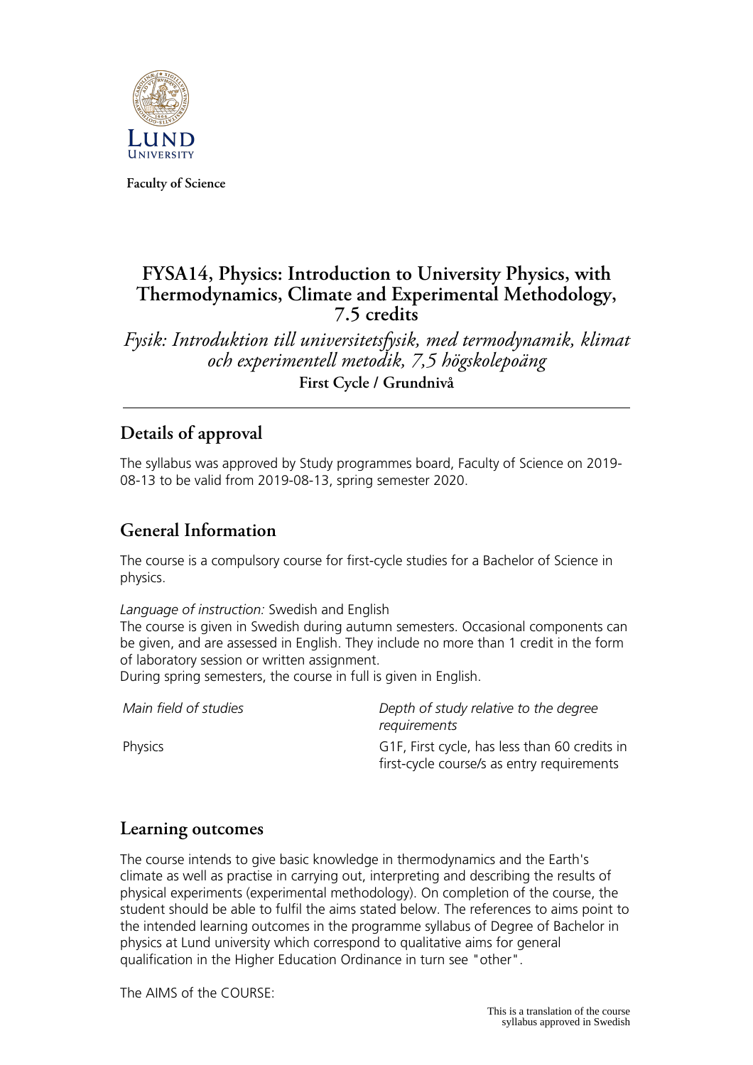**Faculty of Science**

# FYSA14, Physics: Introduction to University Physics, with Thermodynamics, Climate and Experimental Methodology, 7.5 credits

*Fysik: Introduktion till universitetsfysik, med termodynamik, klimat och experimentell metodik, 7,5 högskolepoäng*

**First Cycle / Grundnivå**

---

## Details of approval

The syllabus was approved by Study programmes board, Faculty of Science on 2019-08-13 to be valid from 2019-08-13, spring semester 2020.

## General Information

The course is a compulsory course for first-cycle studies for a Bachelor of Science in physics.

*Language of instruction:* Swedish and English
The course is given in Swedish during autumn semesters. Occasional components can be given, and are assessed in English. They include no more than 1 credit in the form of laboratory session or written assignment.
During spring semesters, the course in full is given in English.

| *Main field of studies* | *Depth of study relative to the degree requirements* |
| --- | --- |
| Physics | G1F, First cycle, has less than 60 credits in first-cycle course/s as entry requirements |

## Learning outcomes

The course intends to give basic knowledge in thermodynamics and the Earth's climate as well as practise in carrying out, interpreting and describing the results of physical experiments (experimental methodology). On completion of the course, the student should be able to fulfil the aims stated below. The references to aims point to the intended learning outcomes in the programme syllabus of Degree of Bachelor in physics at Lund university which correspond to qualitative aims for general qualification in the Higher Education Ordinance in turn see "other".

The AIMS of the COURSE:

This is a translation of the course syllabus approved in Swedish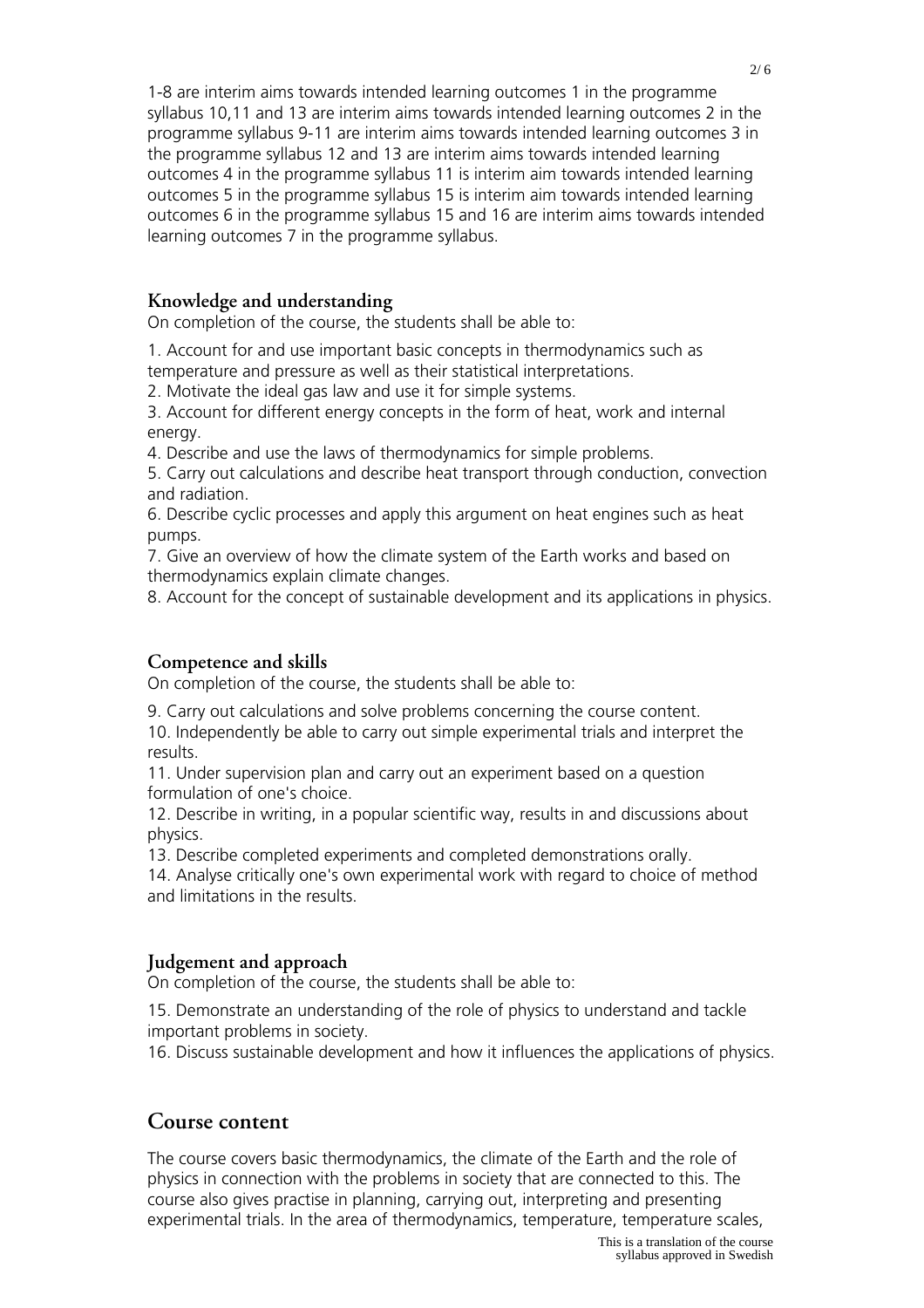1-8 are interim aims towards intended learning outcomes 1 in the programme syllabus 10,11 and 13 are interim aims towards intended learning outcomes 2 in the programme syllabus 9-11 are interim aims towards intended learning outcomes 3 in the programme syllabus 12 and 13 are interim aims towards intended learning outcomes 4 in the programme syllabus 11 is interim aim towards intended learning outcomes 5 in the programme syllabus 15 is interim aim towards intended learning outcomes 6 in the programme syllabus 15 and 16 are interim aims towards intended learning outcomes 7 in the programme syllabus.

### Knowledge and understanding

On completion of the course, the students shall be able to:

1. Account for and use important basic concepts in thermodynamics such as temperature and pressure as well as their statistical interpretations.
2. Motivate the ideal gas law and use it for simple systems.
3. Account for different energy concepts in the form of heat, work and internal energy.
4. Describe and use the laws of thermodynamics for simple problems.
5. Carry out calculations and describe heat transport through conduction, convection and radiation.
6. Describe cyclic processes and apply this argument on heat engines such as heat pumps.
7. Give an overview of how the climate system of the Earth works and based on thermodynamics explain climate changes.
8. Account for the concept of sustainable development and its applications in physics.

### Competence and skills

On completion of the course, the students shall be able to:

9. Carry out calculations and solve problems concerning the course content.
10. Independently be able to carry out simple experimental trials and interpret the results.
11. Under supervision plan and carry out an experiment based on a question formulation of one's choice.
12. Describe in writing, in a popular scientific way, results in and discussions about physics.
13. Describe completed experiments and completed demonstrations orally.
14. Analyse critically one's own experimental work with regard to choice of method and limitations in the results.

### Judgement and approach

On completion of the course, the students shall be able to:

15. Demonstrate an understanding of the role of physics to understand and tackle important problems in society.
16. Discuss sustainable development and how it influences the applications of physics.

## Course content

The course covers basic thermodynamics, the climate of the Earth and the role of physics in connection with the problems in society that are connected to this. The course also gives practise in planning, carrying out, interpreting and presenting experimental trials. In the area of thermodynamics, temperature, temperature scales,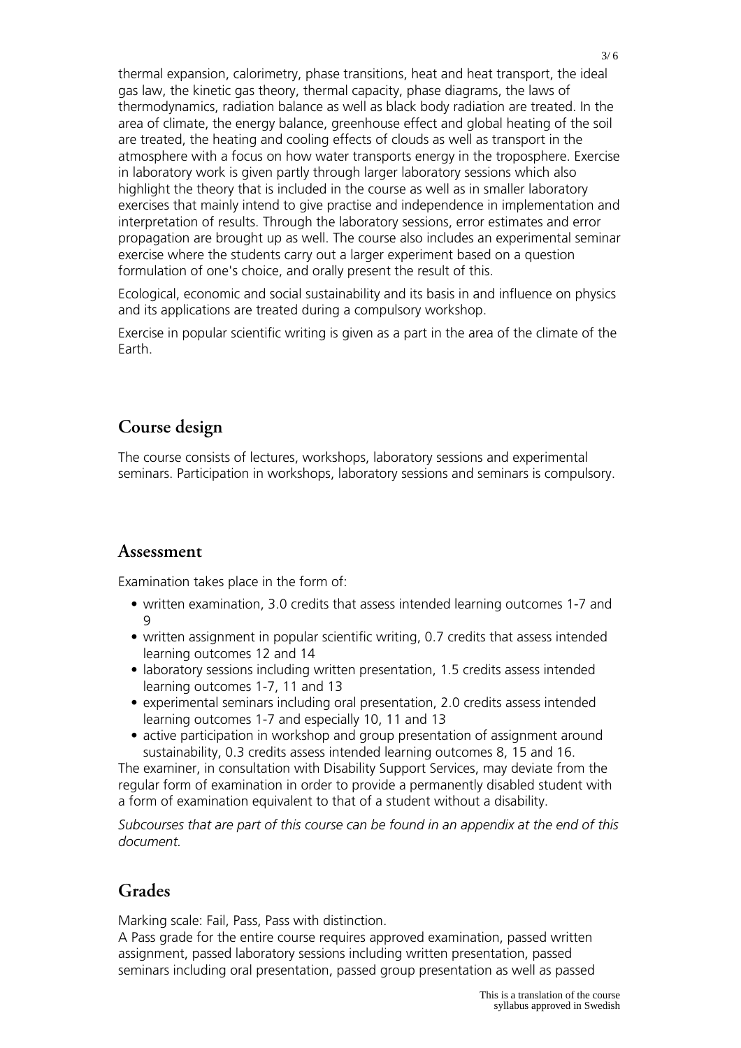thermal expansion, calorimetry, phase transitions, heat and heat transport, the ideal gas law, the kinetic gas theory, thermal capacity, phase diagrams, the laws of thermodynamics, radiation balance as well as black body radiation are treated. In the area of climate, the energy balance, greenhouse effect and global heating of the soil are treated, the heating and cooling effects of clouds as well as transport in the atmosphere with a focus on how water transports energy in the troposphere. Exercise in laboratory work is given partly through larger laboratory sessions which also highlight the theory that is included in the course as well as in smaller laboratory exercises that mainly intend to give practise and independence in implementation and interpretation of results. Through the laboratory sessions, error estimates and error propagation are brought up as well. The course also includes an experimental seminar exercise where the students carry out a larger experiment based on a question formulation of one's choice, and orally present the result of this.

Ecological, economic and social sustainability and its basis in and influence on physics and its applications are treated during a compulsory workshop.

Exercise in popular scientific writing is given as a part in the area of the climate of the Earth.

## Course design

The course consists of lectures, workshops, laboratory sessions and experimental seminars. Participation in workshops, laboratory sessions and seminars is compulsory.

## Assessment

Examination takes place in the form of:

- written examination, 3.0 credits that assess intended learning outcomes 1-7 and 9
- written assignment in popular scientific writing, 0.7 credits that assess intended learning outcomes 12 and 14
- laboratory sessions including written presentation, 1.5 credits assess intended learning outcomes 1-7, 11 and 13
- experimental seminars including oral presentation, 2.0 credits assess intended learning outcomes 1-7 and especially 10, 11 and 13
- active participation in workshop and group presentation of assignment around sustainability, 0.3 credits assess intended learning outcomes 8, 15 and 16.

The examiner, in consultation with Disability Support Services, may deviate from the regular form of examination in order to provide a permanently disabled student with a form of examination equivalent to that of a student without a disability.

*Subcourses that are part of this course can be found in an appendix at the end of this document.*

## Grades

Marking scale: Fail, Pass, Pass with distinction.
A Pass grade for the entire course requires approved examination, passed written assignment, passed laboratory sessions including written presentation, passed seminars including oral presentation, passed group presentation as well as passed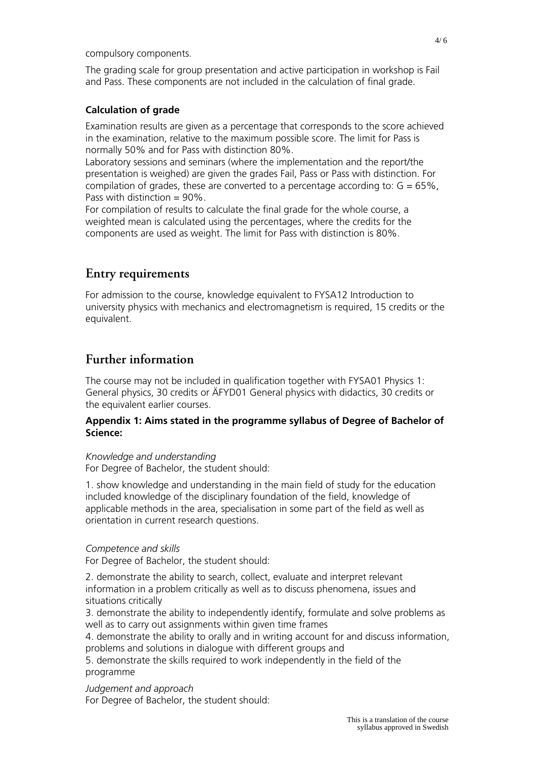compulsory components.

The grading scale for group presentation and active participation in workshop is Fail and Pass. These components are not included in the calculation of final grade.

**Calculation of grade**

Examination results are given as a percentage that corresponds to the score achieved in the examination, relative to the maximum possible score. The limit for Pass is normally 50% and for Pass with distinction 80%.
Laboratory sessions and seminars (where the implementation and the report/the presentation is weighed) are given the grades Fail, Pass or Pass with distinction. For compilation of grades, these are converted to a percentage according to: G = 65%, Pass with distinction = 90%.
For compilation of results to calculate the final grade for the whole course, a weighted mean is calculated using the percentages, where the credits for the components are used as weight. The limit for Pass with distinction is 80%.

# Entry requirements

For admission to the course, knowledge equivalent to FYSA12 Introduction to university physics with mechanics and electromagnetism is required, 15 credits or the equivalent.

# Further information

The course may not be included in qualification together with FYSA01 Physics 1: General physics, 30 credits or ÄFYD01 General physics with didactics, 30 credits or the equivalent earlier courses.

**Appendix 1: Aims stated in the programme syllabus of Degree of Bachelor of Science:**

*Knowledge and understanding*
For Degree of Bachelor, the student should:

1. show knowledge and understanding in the main field of study for the education included knowledge of the disciplinary foundation of the field, knowledge of applicable methods in the area, specialisation in some part of the field as well as orientation in current research questions.

*Competence and skills*
For Degree of Bachelor, the student should:

2. demonstrate the ability to search, collect, evaluate and interpret relevant information in a problem critically as well as to discuss phenomena, issues and situations critically
3. demonstrate the ability to independently identify, formulate and solve problems as well as to carry out assignments within given time frames
4. demonstrate the ability to orally and in writing account for and discuss information, problems and solutions in dialogue with different groups and
5. demonstrate the skills required to work independently in the field of the programme

*Judgement and approach*
For Degree of Bachelor, the student should: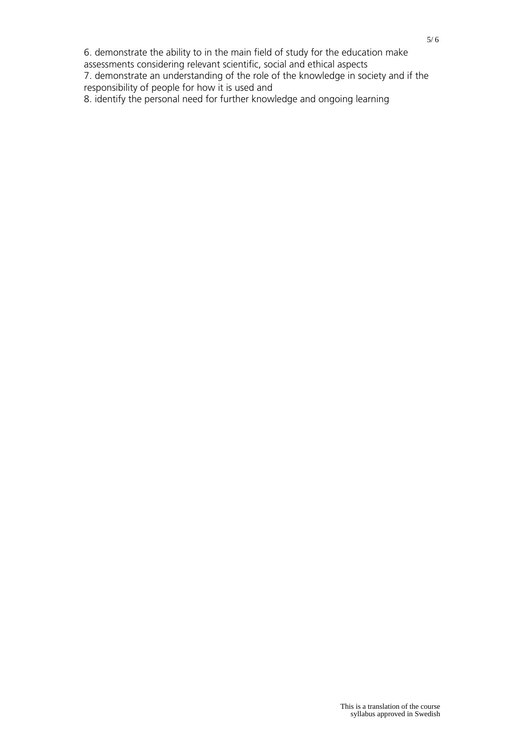6. demonstrate the ability to in the main field of study for the education make assessments considering relevant scientific, social and ethical aspects
7. demonstrate an understanding of the role of the knowledge in society and if the responsibility of people for how it is used and
8. identify the personal need for further knowledge and ongoing learning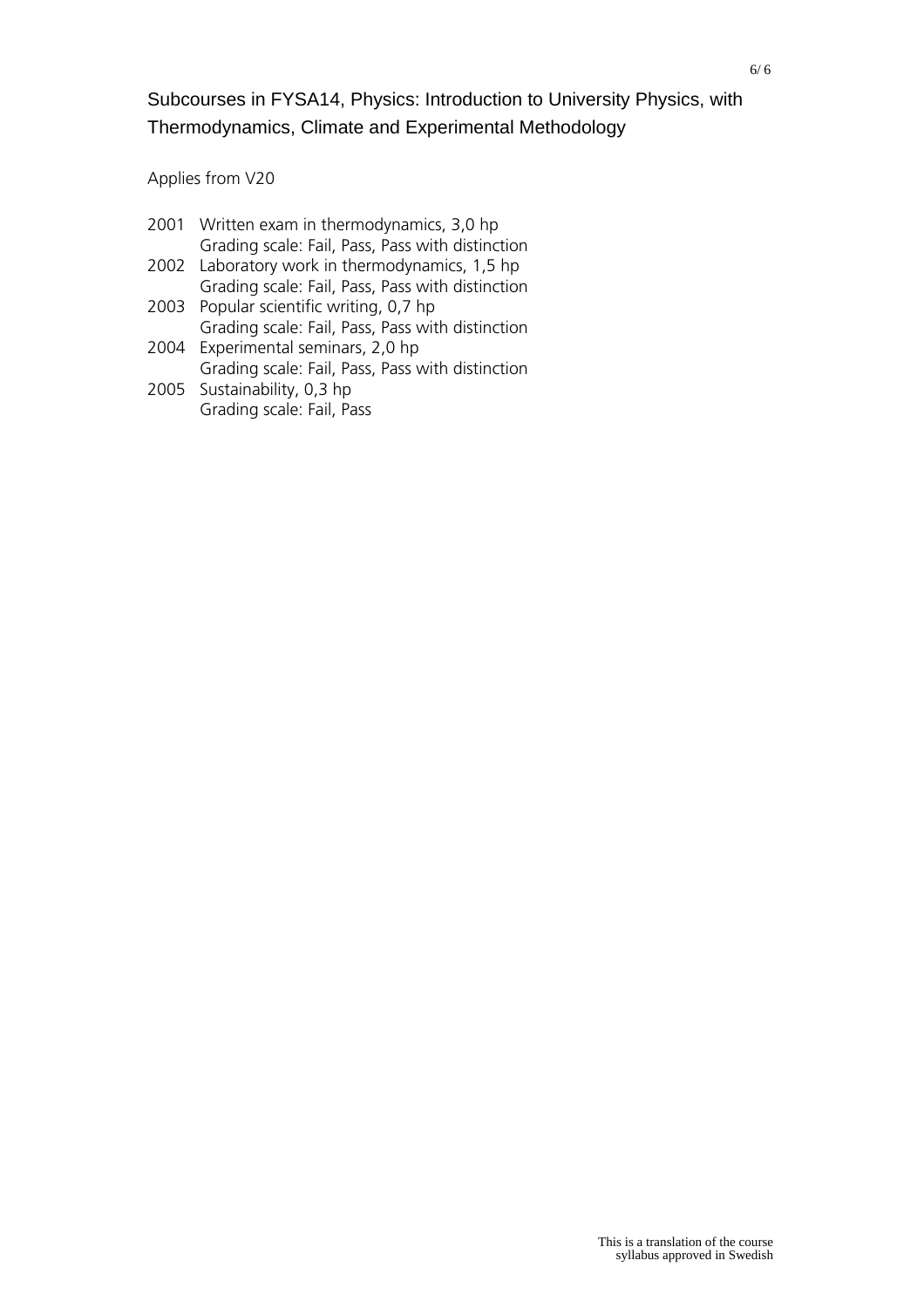## Subcourses in FYSA14, Physics: Introduction to University Physics, with Thermodynamics, Climate and Experimental Methodology

Applies from V20

2001 Written exam in thermodynamics, 3,0 hp
Grading scale: Fail, Pass, Pass with distinction

2002 Laboratory work in thermodynamics, 1,5 hp
Grading scale: Fail, Pass, Pass with distinction

2003 Popular scientific writing, 0,7 hp
Grading scale: Fail, Pass, Pass with distinction

2004 Experimental seminars, 2,0 hp
Grading scale: Fail, Pass, Pass with distinction

2005 Sustainability, 0,3 hp
Grading scale: Fail, Pass

This is a translation of the course syllabus approved in Swedish